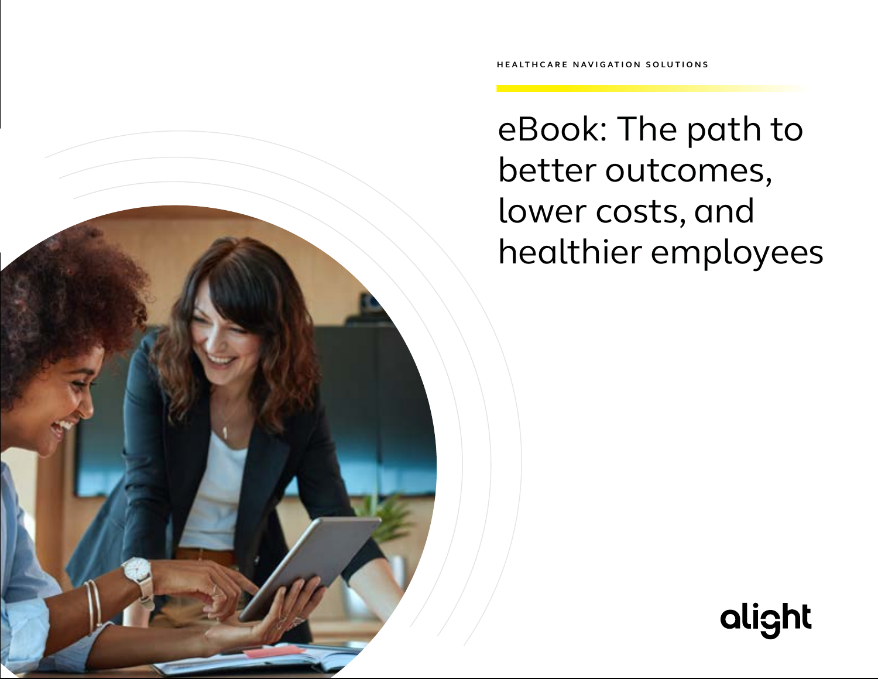HEALTHCARE NAVIGATION SOLUTIONS

# eBook: The path to better outcomes, lower costs, and healthier employees

alight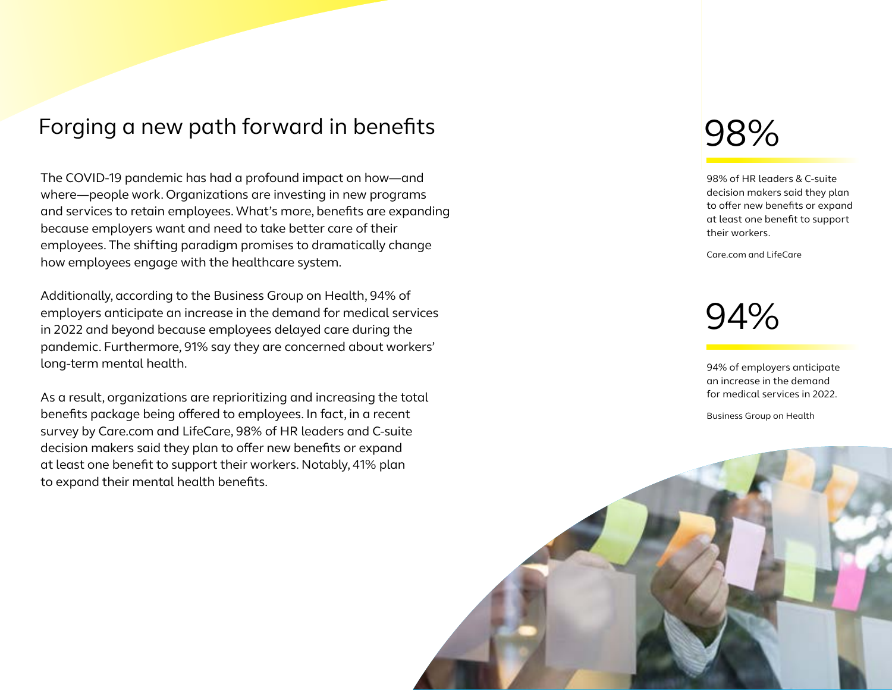# Forging a new path forward in benefits

The COVID-19 pandemic has had a profound impact on how—and where—people work. Organizations are investing in new programs and services to retain employees. What's more, benefits are expanding because employers want and need to take better care of their employees. The shifting paradigm promises to dramatically change how employees engage with the healthcare system.

Additionally, according to the Business Group on Health, 94% of employers anticipate an increase in the demand for medical services in 2022 and beyond because employees delayed care during the pandemic. Furthermore, 91% say they are concerned about workers' long-term mental health.

As a result, organizations are reprioritizing and increasing the total benefits package being offered to employees. In fact, in a recent survey by Care.com and LifeCare, 98% of HR leaders and C-suite decision makers said they plan to offer new benefits or expand at least one benefit to support their workers. Notably, 41% plan to expand their mental health benefits.

98%

98% of HR leaders & C-suite decision makers said they plan to offer new benefits or expand at least one benefit to support their workers.

Care.com and LifeCare

94%

94% of employers anticipate an increase in the demand for medical services in 2022.

Business Group on Health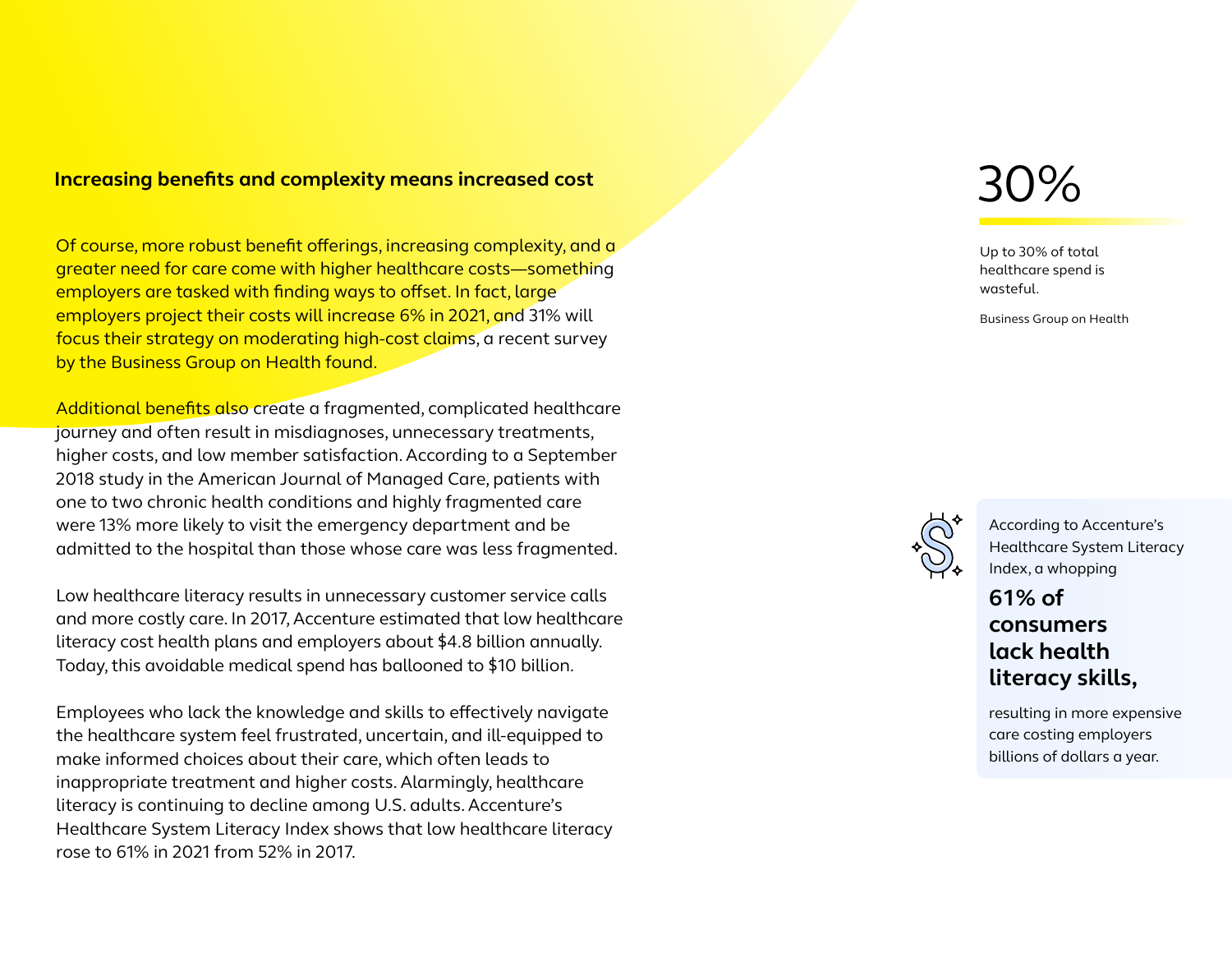## Increasing benefits and complexity means increased cost

Of course, more robust benefit offerings, increasing complexity, and a greater need for care come with higher healthcare costs—something employers are tasked with finding ways to offset. In fact, large employers project their costs will increase 6% in 2021, and 31% will focus their strategy on moderating high-cost claims, a recent survey by the Business Group on Health found.

Additional benefits also create a fragmented, complicated healthcare journey and often result in misdiagnoses, unnecessary treatments, higher costs, and low member satisfaction. According to a September 2018 study in the American Journal of Managed Care, patients with one to two chronic health conditions and highly fragmented care were 13% more likely to visit the emergency department and be admitted to the hospital than those whose care was less fragmented.

Low healthcare literacy results in unnecessary customer service calls and more costly care. In 2017, Accenture estimated that low healthcare literacy cost health plans and employers about $4.8 billion annually. Today, this avoidable medical spend has ballooned to $10 billion.

Employees who lack the knowledge and skills to effectively navigate the healthcare system feel frustrated, uncertain, and ill-equipped to make informed choices about their care, which often leads to inappropriate treatment and higher costs. Alarmingly, healthcare literacy is continuing to decline among U.S. adults. Accenture's Healthcare System Literacy Index shows that low healthcare literacy rose to 61% in 2021 from 52% in 2017.

30%

Up to 30% of total healthcare spend is wasteful.

Business Group on Health

According to Accenture's Healthcare System Literacy Index, a whopping

**61% of consumers lack health literacy skills,**

resulting in more expensive care costing employers billions of dollars a year.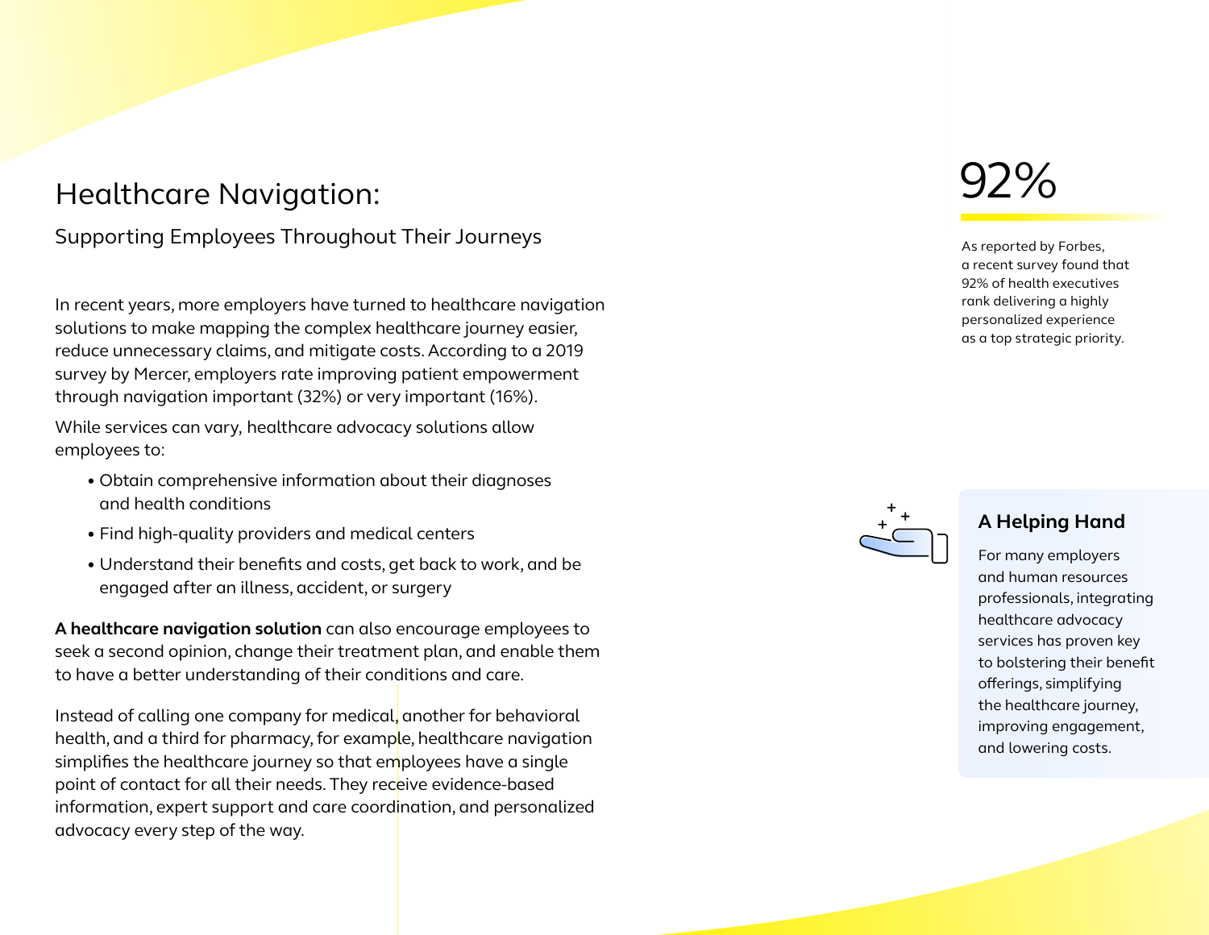# Healthcare Navigation:

## Supporting Employees Throughout Their Journeys

In recent years, more employers have turned to healthcare navigation solutions to make mapping the complex healthcare journey easier, reduce unnecessary claims, and mitigate costs. According to a 2019 survey by Mercer, employers rate improving patient empowerment through navigation important (32%) or very important (16%).

While services can vary, healthcare advocacy solutions allow employees to:

- Obtain comprehensive information about their diagnoses and health conditions
- Find high-quality providers and medical centers
- Understand their benefits and costs, get back to work, and be engaged after an illness, accident, or surgery

**A healthcare navigation solution** can also encourage employees to seek a second opinion, change their treatment plan, and enable them to have a better understanding of their conditions and care.

Instead of calling one company for medical, another for behavioral health, and a third for pharmacy, for example, healthcare navigation simplifies the healthcare journey so that employees have a single point of contact for all their needs. They receive evidence-based information, expert support and care coordination, and personalized advocacy every step of the way.

92%

As reported by Forbes, a recent survey found that 92% of health executives rank delivering a highly personalized experience as a top strategic priority.

### A Helping Hand

For many employers and human resources professionals, integrating healthcare advocacy services has proven key to bolstering their benefit offerings, simplifying the healthcare journey, improving engagement, and lowering costs.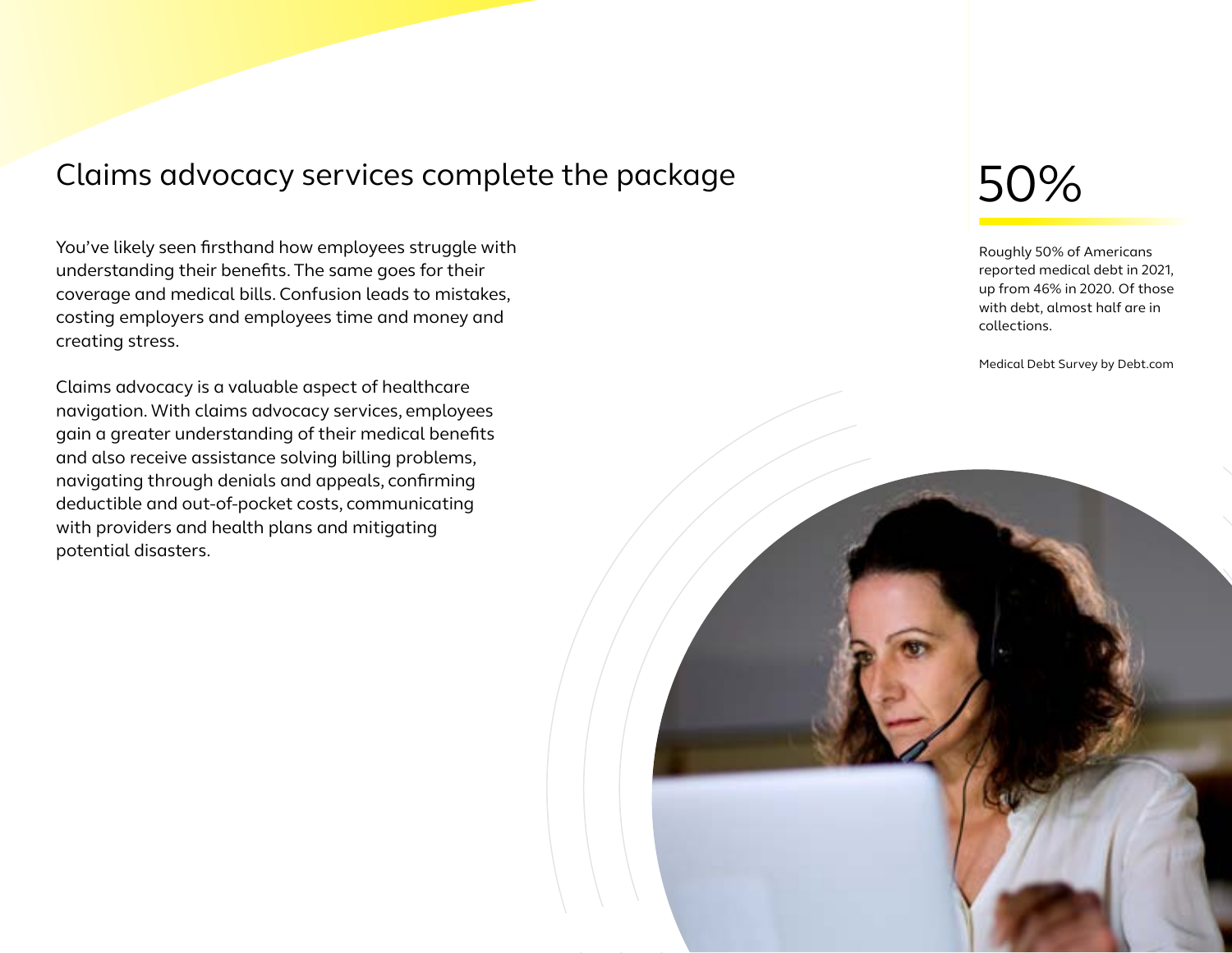## Claims advocacy services complete the package

You've likely seen firsthand how employees struggle with understanding their benefits. The same goes for their coverage and medical bills. Confusion leads to mistakes, costing employers and employees time and money and creating stress.

Claims advocacy is a valuable aspect of healthcare navigation. With claims advocacy services, employees gain a greater understanding of their medical benefits and also receive assistance solving billing problems, navigating through denials and appeals, confirming deductible and out-of-pocket costs, communicating with providers and health plans and mitigating potential disasters.

50%

Roughly 50% of Americans reported medical debt in 2021, up from 46% in 2020. Of those with debt, almost half are in collections.

Medical Debt Survey by Debt.com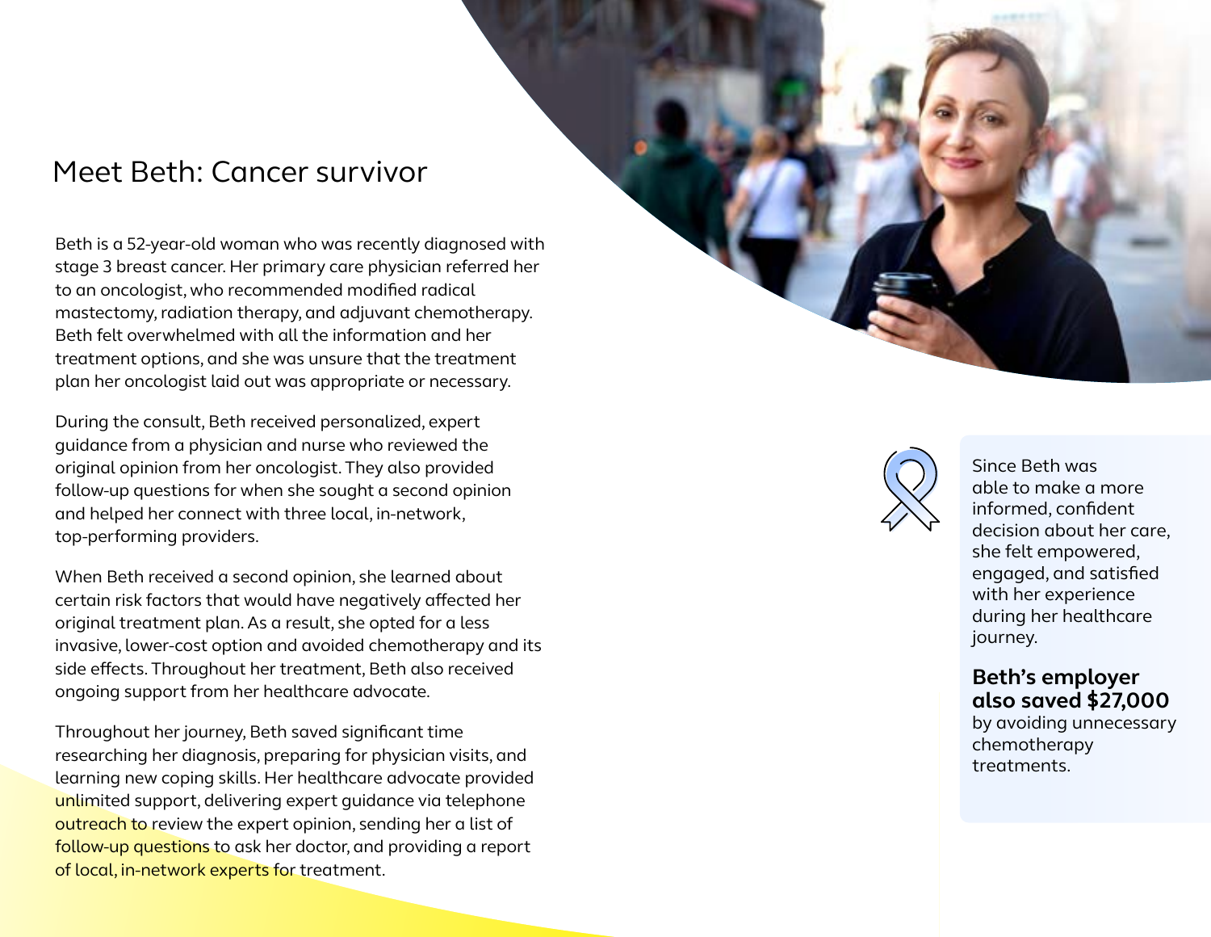# Meet Beth: Cancer survivor

Beth is a 52-year-old woman who was recently diagnosed with stage 3 breast cancer. Her primary care physician referred her to an oncologist, who recommended modified radical mastectomy, radiation therapy, and adjuvant chemotherapy. Beth felt overwhelmed with all the information and her treatment options, and she was unsure that the treatment plan her oncologist laid out was appropriate or necessary.

During the consult, Beth received personalized, expert guidance from a physician and nurse who reviewed the original opinion from her oncologist. They also provided follow-up questions for when she sought a second opinion and helped her connect with three local, in-network, top-performing providers.

When Beth received a second opinion, she learned about certain risk factors that would have negatively affected her original treatment plan. As a result, she opted for a less invasive, lower-cost option and avoided chemotherapy and its side effects. Throughout her treatment, Beth also received ongoing support from her healthcare advocate.

Throughout her journey, Beth saved significant time researching her diagnosis, preparing for physician visits, and learning new coping skills. Her healthcare advocate provided unlimited support, delivering expert guidance via telephone outreach to review the expert opinion, sending her a list of follow-up questions to ask her doctor, and providing a report of local, in-network experts for treatment.

Since Beth was able to make a more informed, confident decision about her care, she felt empowered, engaged, and satisfied with her experience during her healthcare journey.

**Beth's employer also saved $27,000** by avoiding unnecessary chemotherapy treatments.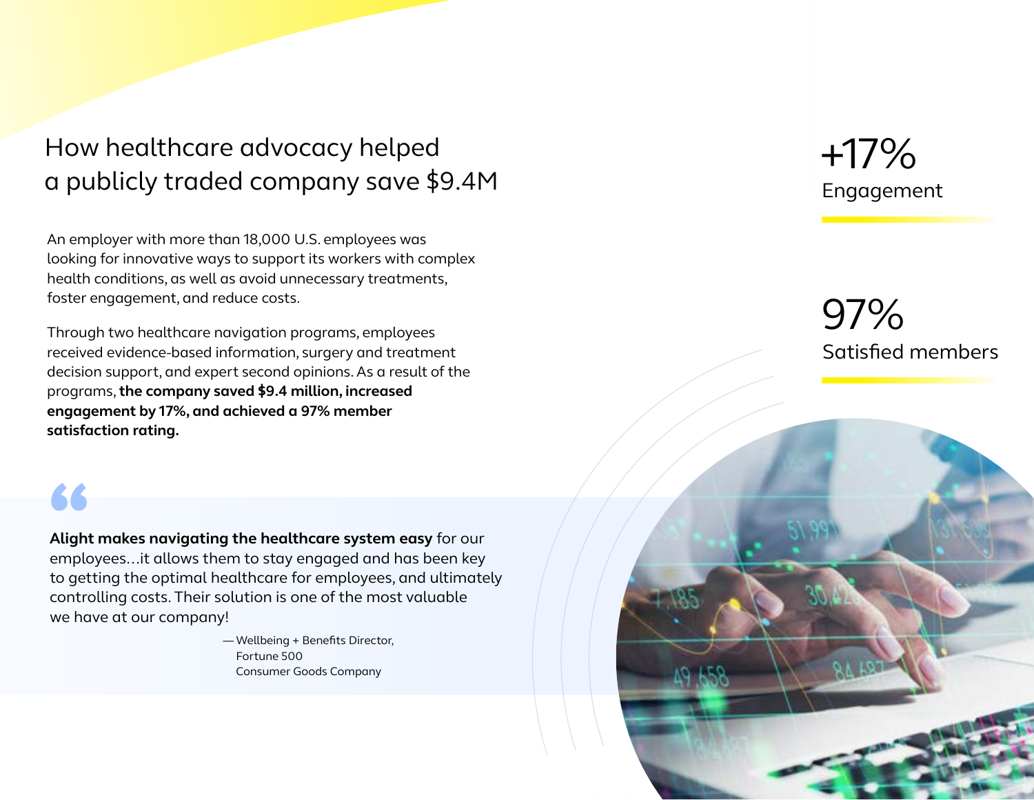# How healthcare advocacy helped a publicly traded company save $9.4M

An employer with more than 18,000 U.S. employees was looking for innovative ways to support its workers with complex health conditions, as well as avoid unnecessary treatments, foster engagement, and reduce costs.

Through two healthcare navigation programs, employees received evidence-based information, surgery and treatment decision support, and expert second opinions. As a result of the programs, **the company saved $9.4 million, increased engagement by 17%, and achieved a 97% member satisfaction rating.**

+17%
Engagement

97%
Satisfied members

> **Alight makes navigating the healthcare system easy** for our employees…it allows them to stay engaged and has been key to getting the optimal healthcare for employees, and ultimately controlling costs. Their solution is one of the most valuable we have at our company!
>
> — Wellbeing + Benefits Director, Fortune 500 Consumer Goods Company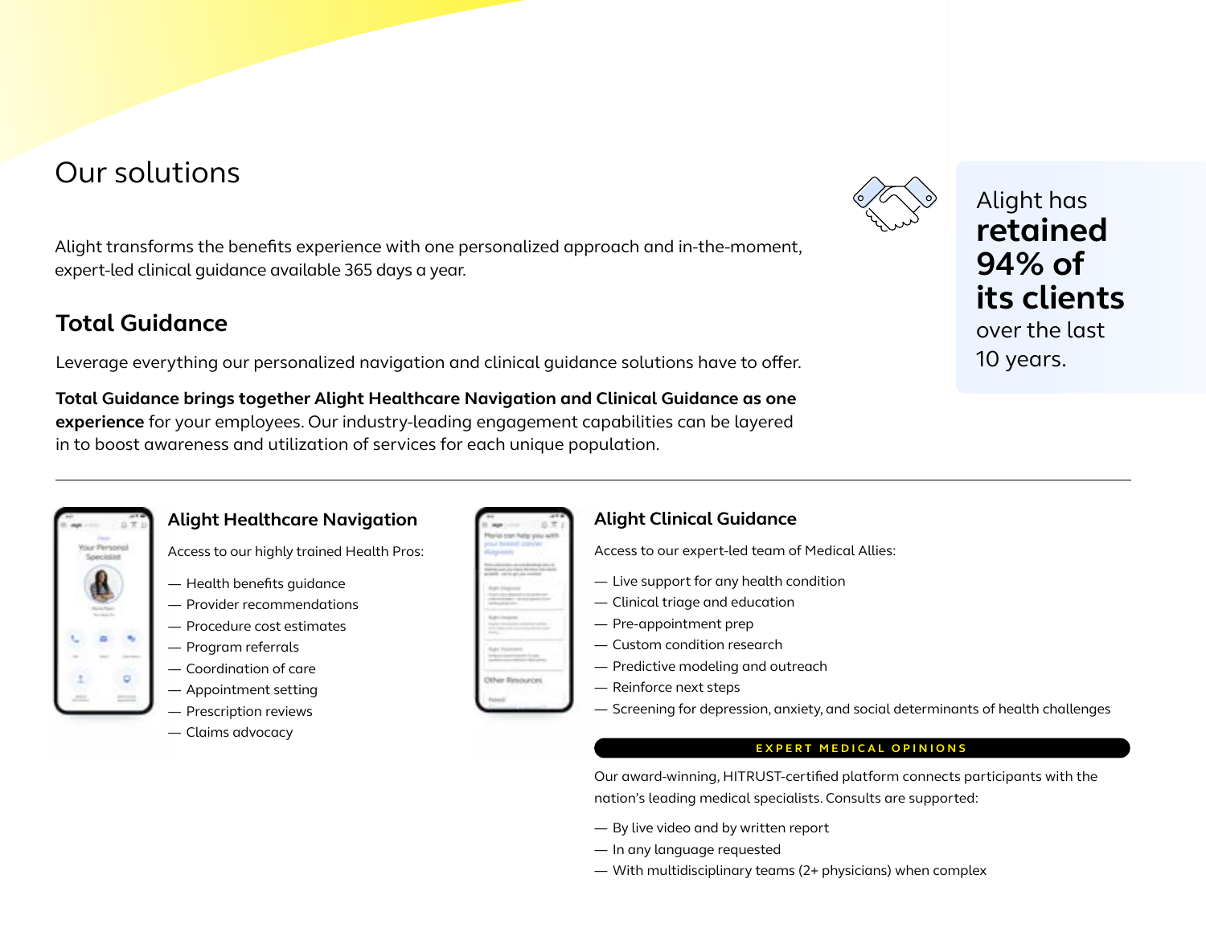# Our solutions

Alight transforms the benefits experience with one personalized approach and in-the-moment, expert-led clinical guidance available 365 days a year.

Alight has **retained 94% of its clients** over the last 10 years.

## Total Guidance

Leverage everything our personalized navigation and clinical guidance solutions have to offer.

**Total Guidance brings together Alight Healthcare Navigation and Clinical Guidance as one experience** for your employees. Our industry-leading engagement capabilities can be layered in to boost awareness and utilization of services for each unique population.

---

### Alight Healthcare Navigation

Access to our highly trained Health Pros:

- Health benefits guidance
- Provider recommendations
- Procedure cost estimates
- Program referrals
- Coordination of care
- Appointment setting
- Prescription reviews
- Claims advocacy

### Alight Clinical Guidance

Access to our expert-led team of Medical Allies:

- Live support for any health condition
- Clinical triage and education
- Pre-appointment prep
- Custom condition research
- Predictive modeling and outreach
- Reinforce next steps
- Screening for depression, anxiety, and social determinants of health challenges

**EXPERT MEDICAL OPINIONS**

Our award-winning, HITRUST-certified platform connects participants with the nation's leading medical specialists. Consults are supported:

- By live video and by written report
- In any language requested
- With multidisciplinary teams (2+ physicians) when complex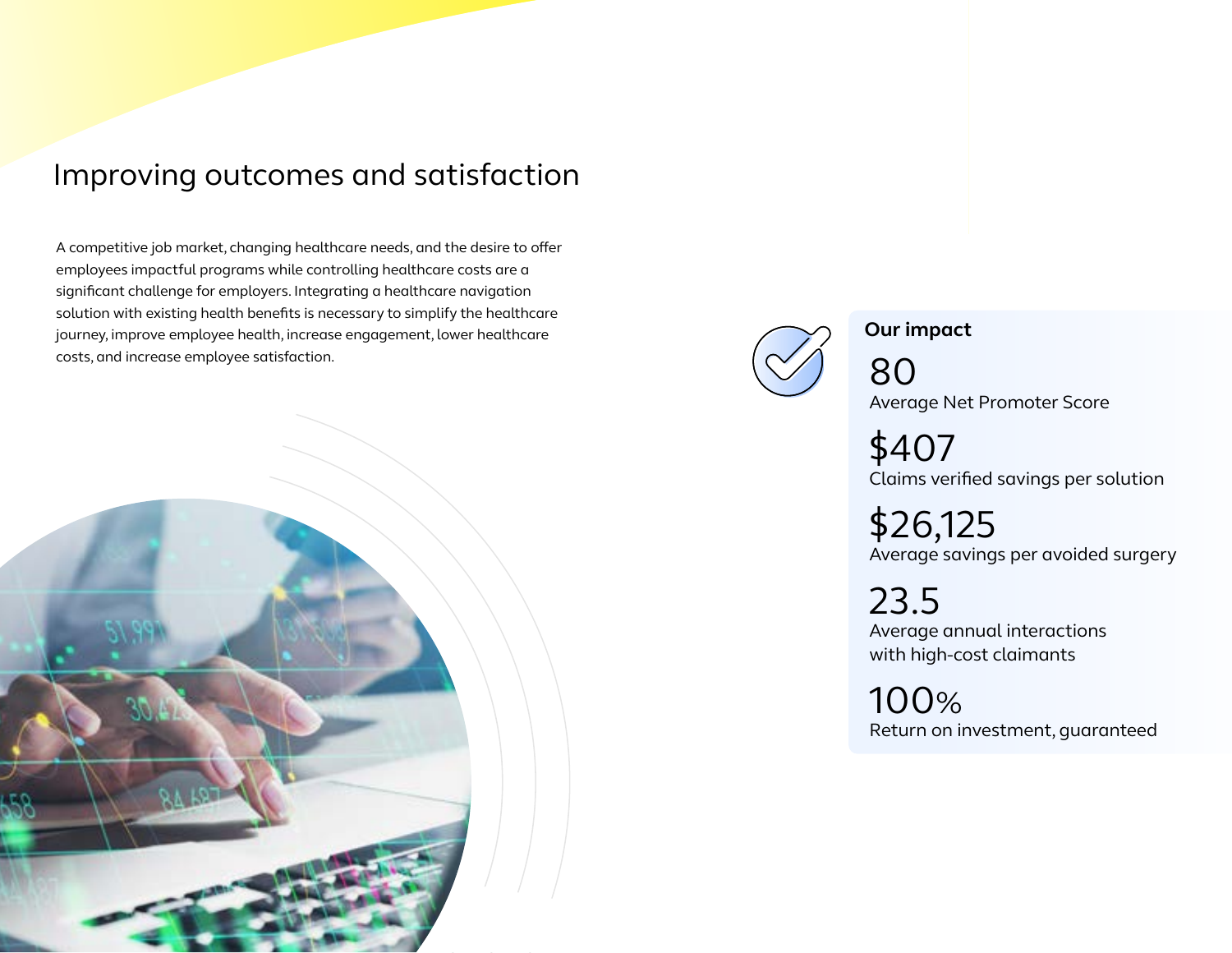# Improving outcomes and satisfaction

A competitive job market, changing healthcare needs, and the desire to offer employees impactful programs while controlling healthcare costs are a significant challenge for employers. Integrating a healthcare navigation solution with existing health benefits is necessary to simplify the healthcare journey, improve employee health, increase engagement, lower healthcare costs, and increase employee satisfaction.

**Our impact**

80
Average Net Promoter Score

$407
Claims verified savings per solution

$26,125
Average savings per avoided surgery

23.5
Average annual interactions with high-cost claimants

100%
Return on investment, guaranteed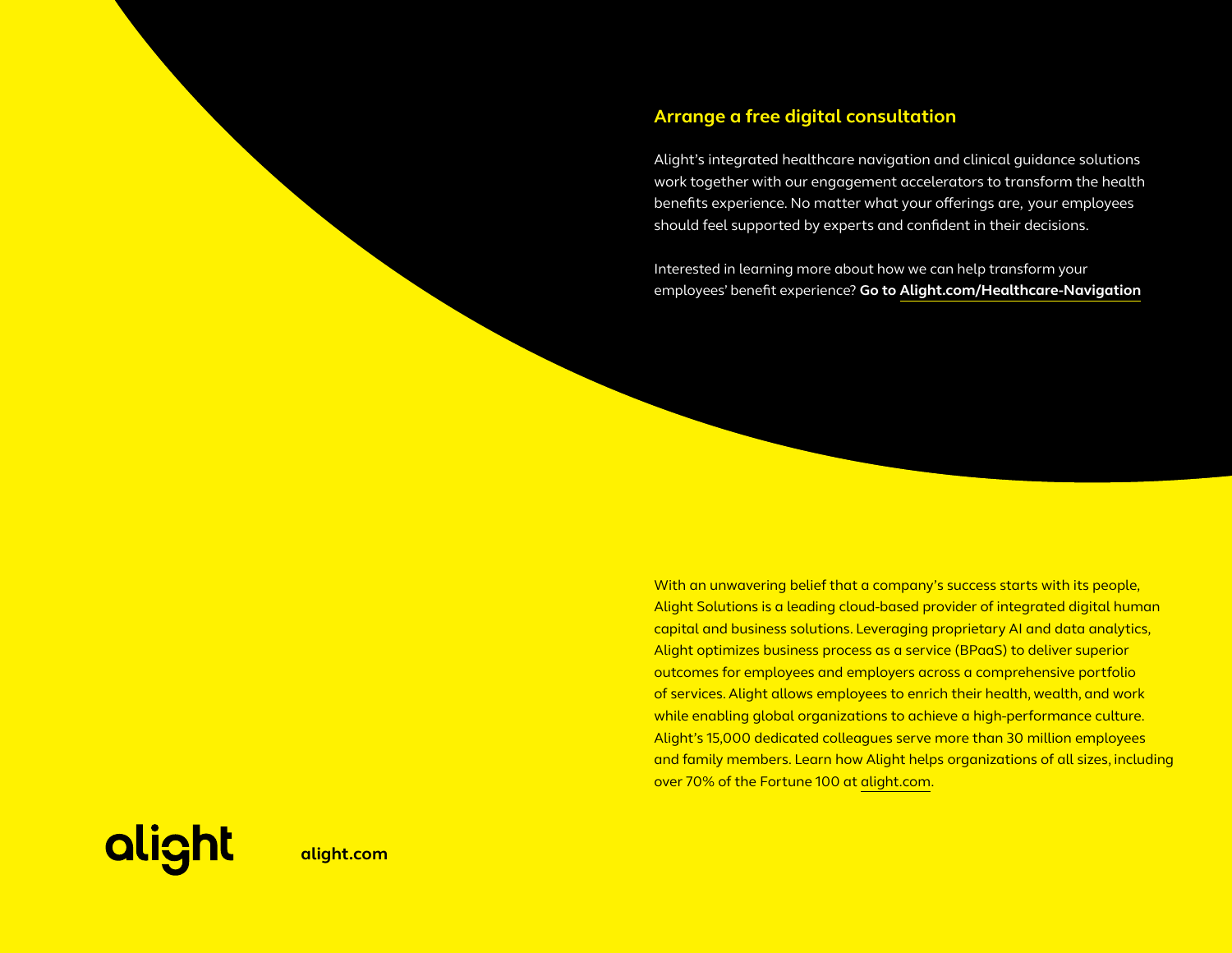## Arrange a free digital consultation

Alight's integrated healthcare navigation and clinical guidance solutions work together with our engagement accelerators to transform the health benefits experience. No matter what your offerings are, your employees should feel supported by experts and confident in their decisions.

Interested in learning more about how we can help transform your employees' benefit experience? **Go to Alight.com/Healthcare-Navigation**

With an unwavering belief that a company's success starts with its people, Alight Solutions is a leading cloud-based provider of integrated digital human capital and business solutions. Leveraging proprietary AI and data analytics, Alight optimizes business process as a service (BPaaS) to deliver superior outcomes for employees and employers across a comprehensive portfolio of services. Alight allows employees to enrich their health, wealth, and work while enabling global organizations to achieve a high-performance culture. Alight's 15,000 dedicated colleagues serve more than 30 million employees and family members. Learn how Alight helps organizations of all sizes, including over 70% of the Fortune 100 at alight.com.

alight

**alight.com**